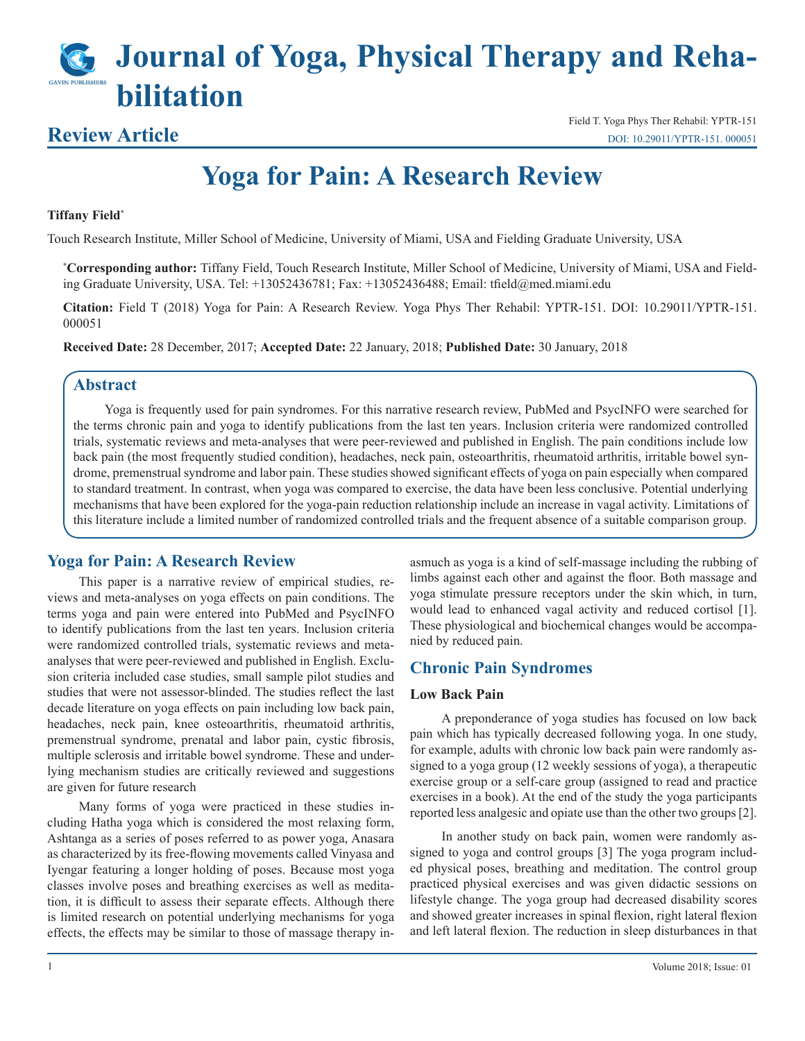# Journal of Yoga, Physical Therapy and Rehabilitation

## Review Article

Field T. Yoga Phys Ther Rehabil: YPTR-151

DOI: 10.29011/YPTR-151. 000051

# Yoga for Pain: A Research Review

**Tiffany Field***

Touch Research Institute, Miller School of Medicine, University of Miami, USA and Fielding Graduate University, USA

***Corresponding author:** Tiffany Field, Touch Research Institute, Miller School of Medicine, University of Miami, USA and Fielding Graduate University, USA. Tel: +13052436781; Fax: +13052436488; Email: tfield@med.miami.edu

**Citation:** Field T (2018) Yoga for Pain: A Research Review. Yoga Phys Ther Rehabil: YPTR-151. DOI: 10.29011/YPTR-151. 000051

**Received Date:** 28 December, 2017; **Accepted Date:** 22 January, 2018; **Published Date:** 30 January, 2018

## Abstract

Yoga is frequently used for pain syndromes. For this narrative research review, PubMed and PsycINFO were searched for the terms chronic pain and yoga to identify publications from the last ten years. Inclusion criteria were randomized controlled trials, systematic reviews and meta-analyses that were peer-reviewed and published in English. The pain conditions include low back pain (the most frequently studied condition), headaches, neck pain, osteoarthritis, rheumatoid arthritis, irritable bowel syndrome, premenstrual syndrome and labor pain. These studies showed significant effects of yoga on pain especially when compared to standard treatment. In contrast, when yoga was compared to exercise, the data have been less conclusive. Potential underlying mechanisms that have been explored for the yoga-pain reduction relationship include an increase in vagal activity. Limitations of this literature include a limited number of randomized controlled trials and the frequent absence of a suitable comparison group.

## Yoga for Pain: A Research Review

This paper is a narrative review of empirical studies, reviews and meta-analyses on yoga effects on pain conditions. The terms yoga and pain were entered into PubMed and PsycINFO to identify publications from the last ten years. Inclusion criteria were randomized controlled trials, systematic reviews and meta-analyses that were peer-reviewed and published in English. Exclusion criteria included case studies, small sample pilot studies and studies that were not assessor-blinded. The studies reflect the last decade literature on yoga effects on pain including low back pain, headaches, neck pain, knee osteoarthritis, rheumatoid arthritis, premenstrual syndrome, prenatal and labor pain, cystic fibrosis, multiple sclerosis and irritable bowel syndrome. These and underlying mechanism studies are critically reviewed and suggestions are given for future research

Many forms of yoga were practiced in these studies including Hatha yoga which is considered the most relaxing form, Ashtanga as a series of poses referred to as power yoga, Anasara as characterized by its free-flowing movements called Vinyasa and Iyengar featuring a longer holding of poses. Because most yoga classes involve poses and breathing exercises as well as meditation, it is difficult to assess their separate effects. Although there is limited research on potential underlying mechanisms for yoga effects, the effects may be similar to those of massage therapy inasmuch as yoga is a kind of self-massage including the rubbing of limbs against each other and against the floor. Both massage and yoga stimulate pressure receptors under the skin which, in turn, would lead to enhanced vagal activity and reduced cortisol [1]. These physiological and biochemical changes would be accompanied by reduced pain.

## Chronic Pain Syndromes

### Low Back Pain

A preponderance of yoga studies has focused on low back pain which has typically decreased following yoga. In one study, for example, adults with chronic low back pain were randomly assigned to a yoga group (12 weekly sessions of yoga), a therapeutic exercise group or a self-care group (assigned to read and practice exercises in a book). At the end of the study the yoga participants reported less analgesic and opiate use than the other two groups [2].

In another study on back pain, women were randomly assigned to yoga and control groups [3] The yoga program included physical poses, breathing and meditation. The control group practiced physical exercises and was given didactic sessions on lifestyle change. The yoga group had decreased disability scores and showed greater increases in spinal flexion, right lateral flexion and left lateral flexion. The reduction in sleep disturbances in that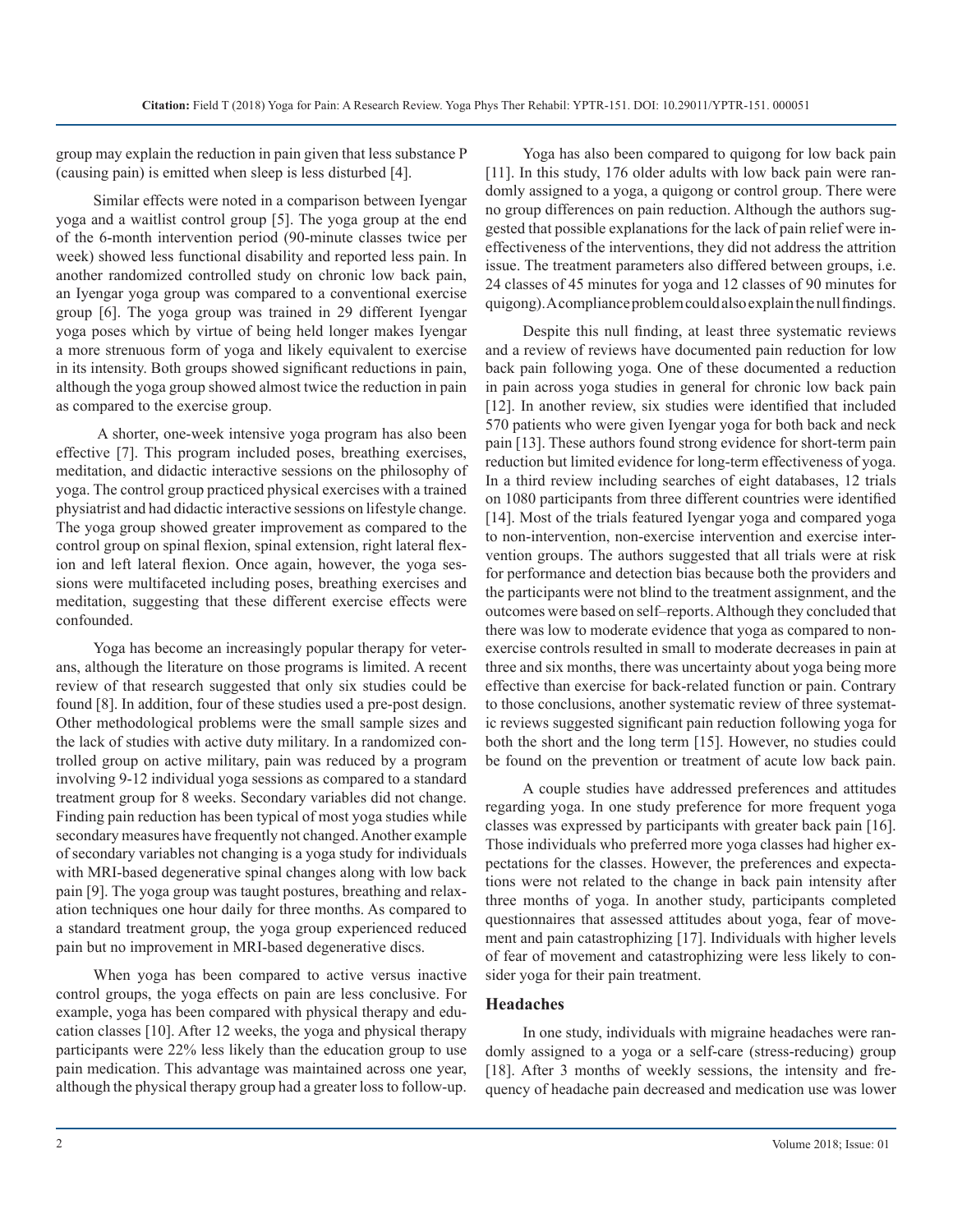group may explain the reduction in pain given that less substance P (causing pain) is emitted when sleep is less disturbed [4].

Similar effects were noted in a comparison between Iyengar yoga and a waitlist control group [5]. The yoga group at the end of the 6-month intervention period (90-minute classes twice per week) showed less functional disability and reported less pain. In another randomized controlled study on chronic low back pain, an Iyengar yoga group was compared to a conventional exercise group [6]. The yoga group was trained in 29 different Iyengar yoga poses which by virtue of being held longer makes Iyengar a more strenuous form of yoga and likely equivalent to exercise in its intensity. Both groups showed significant reductions in pain, although the yoga group showed almost twice the reduction in pain as compared to the exercise group.

A shorter, one-week intensive yoga program has also been effective [7]. This program included poses, breathing exercises, meditation, and didactic interactive sessions on the philosophy of yoga. The control group practiced physical exercises with a trained physiatrist and had didactic interactive sessions on lifestyle change. The yoga group showed greater improvement as compared to the control group on spinal flexion, spinal extension, right lateral flexion and left lateral flexion. Once again, however, the yoga sessions were multifaceted including poses, breathing exercises and meditation, suggesting that these different exercise effects were confounded.

Yoga has become an increasingly popular therapy for veterans, although the literature on those programs is limited. A recent review of that research suggested that only six studies could be found [8]. In addition, four of these studies used a pre-post design. Other methodological problems were the small sample sizes and the lack of studies with active duty military. In a randomized controlled group on active military, pain was reduced by a program involving 9-12 individual yoga sessions as compared to a standard treatment group for 8 weeks. Secondary variables did not change. Finding pain reduction has been typical of most yoga studies while secondary measures have frequently not changed. Another example of secondary variables not changing is a yoga study for individuals with MRI-based degenerative spinal changes along with low back pain [9]. The yoga group was taught postures, breathing and relaxation techniques one hour daily for three months. As compared to a standard treatment group, the yoga group experienced reduced pain but no improvement in MRI-based degenerative discs.

When yoga has been compared to active versus inactive control groups, the yoga effects on pain are less conclusive. For example, yoga has been compared with physical therapy and education classes [10]. After 12 weeks, the yoga and physical therapy participants were 22% less likely than the education group to use pain medication. This advantage was maintained across one year, although the physical therapy group had a greater loss to follow-up.

Yoga has also been compared to quigong for low back pain [11]. In this study, 176 older adults with low back pain were randomly assigned to a yoga, a quigong or control group. There were no group differences on pain reduction. Although the authors suggested that possible explanations for the lack of pain relief were ineffectiveness of the interventions, they did not address the attrition issue. The treatment parameters also differed between groups, i.e. 24 classes of 45 minutes for yoga and 12 classes of 90 minutes for quigong). A compliance problem could also explain the null findings.

Despite this null finding, at least three systematic reviews and a review of reviews have documented pain reduction for low back pain following yoga. One of these documented a reduction in pain across yoga studies in general for chronic low back pain [12]. In another review, six studies were identified that included 570 patients who were given Iyengar yoga for both back and neck pain [13]. These authors found strong evidence for short-term pain reduction but limited evidence for long-term effectiveness of yoga. In a third review including searches of eight databases, 12 trials on 1080 participants from three different countries were identified [14]. Most of the trials featured Iyengar yoga and compared yoga to non-intervention, non-exercise intervention and exercise intervention groups. The authors suggested that all trials were at risk for performance and detection bias because both the providers and the participants were not blind to the treatment assignment, and the outcomes were based on self–reports. Although they concluded that there was low to moderate evidence that yoga as compared to non-exercise controls resulted in small to moderate decreases in pain at three and six months, there was uncertainty about yoga being more effective than exercise for back-related function or pain. Contrary to those conclusions, another systematic review of three systematic reviews suggested significant pain reduction following yoga for both the short and the long term [15]. However, no studies could be found on the prevention or treatment of acute low back pain.

A couple studies have addressed preferences and attitudes regarding yoga. In one study preference for more frequent yoga classes was expressed by participants with greater back pain [16]. Those individuals who preferred more yoga classes had higher expectations for the classes. However, the preferences and expectations were not related to the change in back pain intensity after three months of yoga. In another study, participants completed questionnaires that assessed attitudes about yoga, fear of movement and pain catastrophizing [17]. Individuals with higher levels of fear of movement and catastrophizing were less likely to consider yoga for their pain treatment.

## Headaches

In one study, individuals with migraine headaches were randomly assigned to a yoga or a self-care (stress-reducing) group [18]. After 3 months of weekly sessions, the intensity and frequency of headache pain decreased and medication use was lower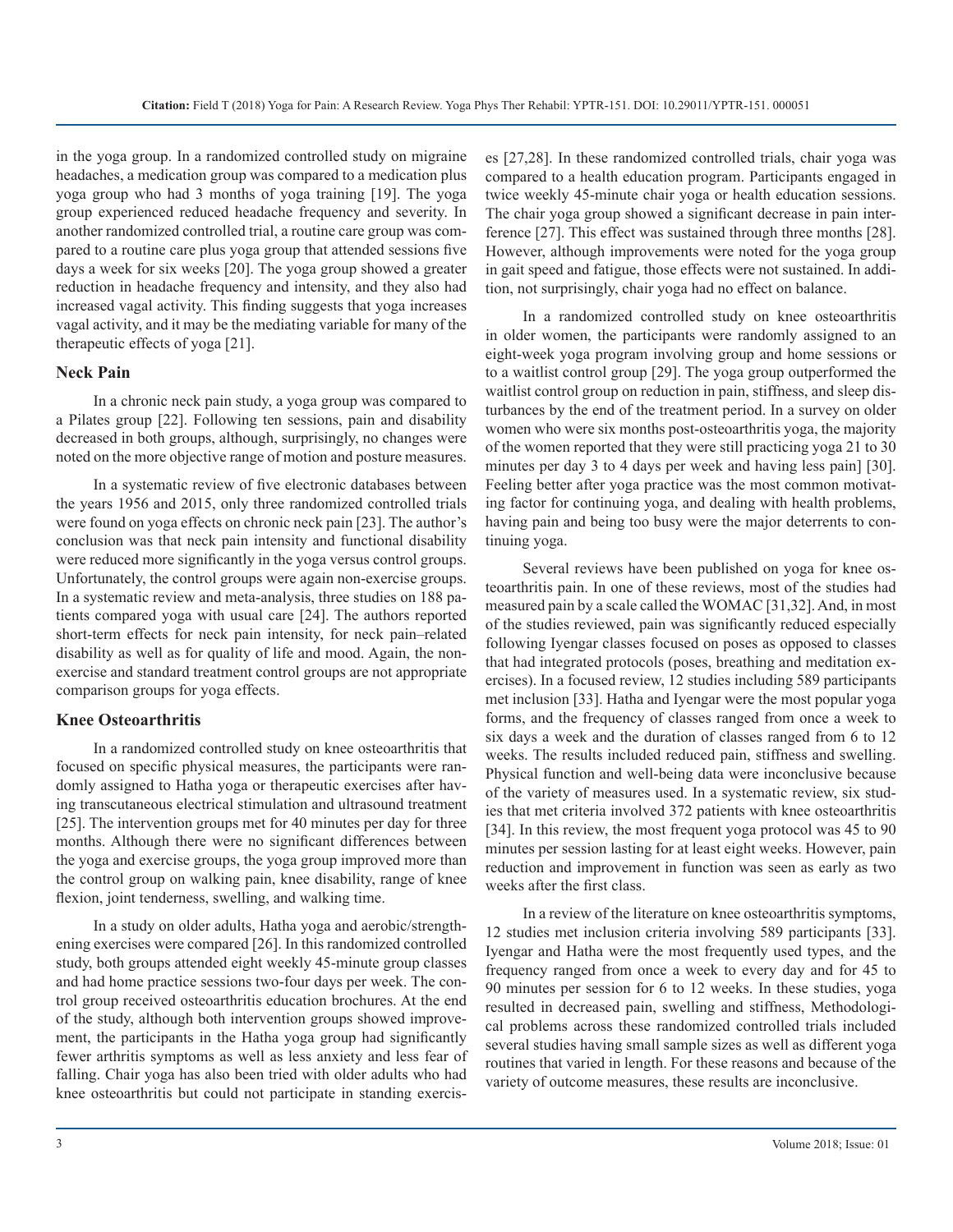in the yoga group. In a randomized controlled study on migraine headaches, a medication group was compared to a medication plus yoga group who had 3 months of yoga training [19]. The yoga group experienced reduced headache frequency and severity. In another randomized controlled trial, a routine care group was compared to a routine care plus yoga group that attended sessions five days a week for six weeks [20]. The yoga group showed a greater reduction in headache frequency and intensity, and they also had increased vagal activity. This finding suggests that yoga increases vagal activity, and it may be the mediating variable for many of the therapeutic effects of yoga [21].

## Neck Pain

In a chronic neck pain study, a yoga group was compared to a Pilates group [22]. Following ten sessions, pain and disability decreased in both groups, although, surprisingly, no changes were noted on the more objective range of motion and posture measures.

In a systematic review of five electronic databases between the years 1956 and 2015, only three randomized controlled trials were found on yoga effects on chronic neck pain [23]. The author's conclusion was that neck pain intensity and functional disability were reduced more significantly in the yoga versus control groups. Unfortunately, the control groups were again non-exercise groups. In a systematic review and meta-analysis, three studies on 188 patients compared yoga with usual care [24]. The authors reported short-term effects for neck pain intensity, for neck pain–related disability as well as for quality of life and mood. Again, the non-exercise and standard treatment control groups are not appropriate comparison groups for yoga effects.

## Knee Osteoarthritis

In a randomized controlled study on knee osteoarthritis that focused on specific physical measures, the participants were randomly assigned to Hatha yoga or therapeutic exercises after having transcutaneous electrical stimulation and ultrasound treatment [25]. The intervention groups met for 40 minutes per day for three months. Although there were no significant differences between the yoga and exercise groups, the yoga group improved more than the control group on walking pain, knee disability, range of knee flexion, joint tenderness, swelling, and walking time.

In a study on older adults, Hatha yoga and aerobic/strengthening exercises were compared [26]. In this randomized controlled study, both groups attended eight weekly 45-minute group classes and had home practice sessions two-four days per week. The control group received osteoarthritis education brochures. At the end of the study, although both intervention groups showed improvement, the participants in the Hatha yoga group had significantly fewer arthritis symptoms as well as less anxiety and less fear of falling. Chair yoga has also been tried with older adults who had knee osteoarthritis but could not participate in standing exercises [27,28]. In these randomized controlled trials, chair yoga was compared to a health education program. Participants engaged in twice weekly 45-minute chair yoga or health education sessions. The chair yoga group showed a significant decrease in pain interference [27]. This effect was sustained through three months [28]. However, although improvements were noted for the yoga group in gait speed and fatigue, those effects were not sustained. In addition, not surprisingly, chair yoga had no effect on balance.

In a randomized controlled study on knee osteoarthritis in older women, the participants were randomly assigned to an eight-week yoga program involving group and home sessions or to a waitlist control group [29]. The yoga group outperformed the waitlist control group on reduction in pain, stiffness, and sleep disturbances by the end of the treatment period. In a survey on older women who were six months post-osteoarthritis yoga, the majority of the women reported that they were still practicing yoga 21 to 30 minutes per day 3 to 4 days per week and having less pain] [30]. Feeling better after yoga practice was the most common motivating factor for continuing yoga, and dealing with health problems, having pain and being too busy were the major deterrents to continuing yoga.

Several reviews have been published on yoga for knee osteoarthritis pain. In one of these reviews, most of the studies had measured pain by a scale called the WOMAC [31,32]. And, in most of the studies reviewed, pain was significantly reduced especially following Iyengar classes focused on poses as opposed to classes that had integrated protocols (poses, breathing and meditation exercises). In a focused review, 12 studies including 589 participants met inclusion [33]. Hatha and Iyengar were the most popular yoga forms, and the frequency of classes ranged from once a week to six days a week and the duration of classes ranged from 6 to 12 weeks. The results included reduced pain, stiffness and swelling. Physical function and well-being data were inconclusive because of the variety of measures used. In a systematic review, six studies that met criteria involved 372 patients with knee osteoarthritis [34]. In this review, the most frequent yoga protocol was 45 to 90 minutes per session lasting for at least eight weeks. However, pain reduction and improvement in function was seen as early as two weeks after the first class.

In a review of the literature on knee osteoarthritis symptoms, 12 studies met inclusion criteria involving 589 participants [33]. Iyengar and Hatha were the most frequently used types, and the frequency ranged from once a week to every day and for 45 to 90 minutes per session for 6 to 12 weeks. In these studies, yoga resulted in decreased pain, swelling and stiffness, Methodological problems across these randomized controlled trials included several studies having small sample sizes as well as different yoga routines that varied in length. For these reasons and because of the variety of outcome measures, these results are inconclusive.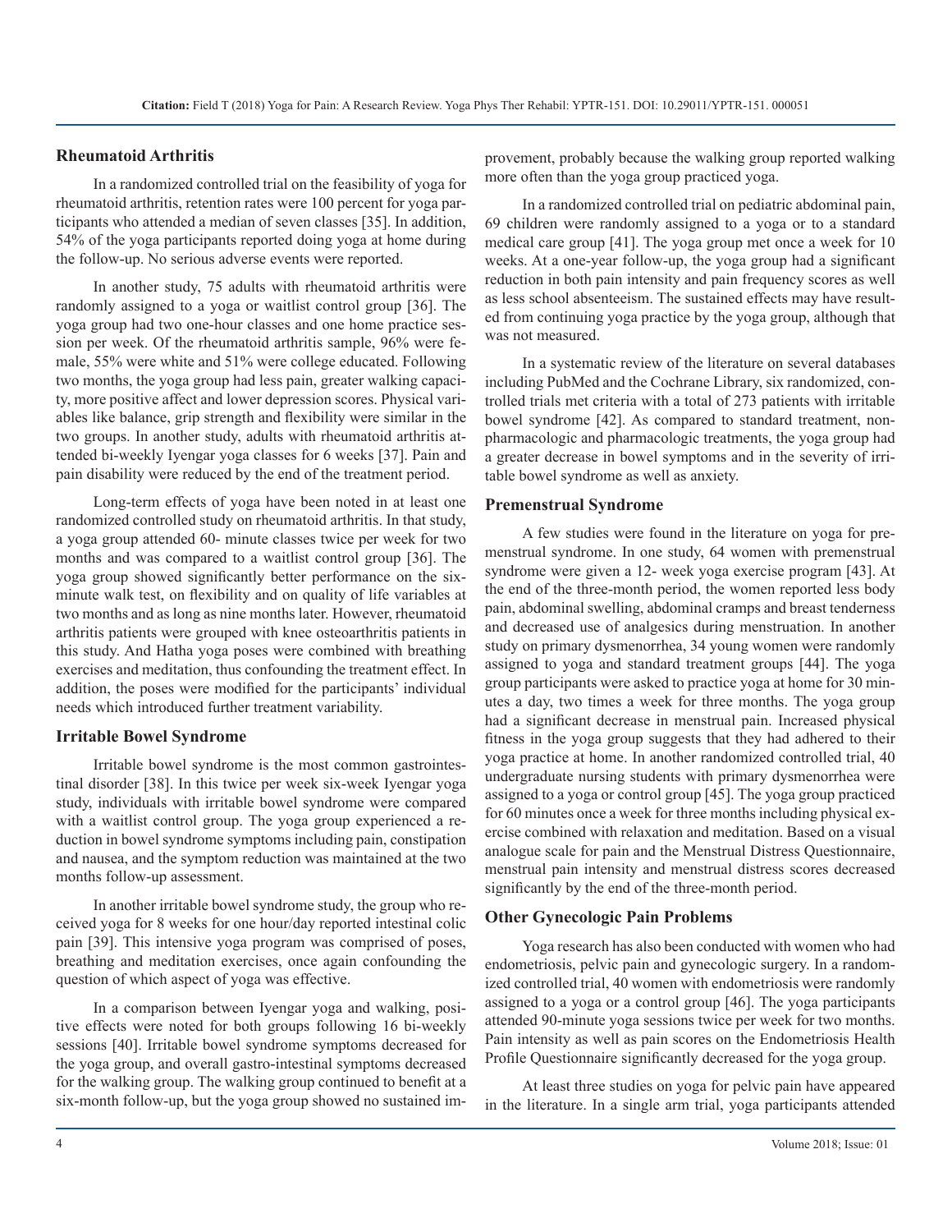## Rheumatoid Arthritis

In a randomized controlled trial on the feasibility of yoga for rheumatoid arthritis, retention rates were 100 percent for yoga participants who attended a median of seven classes [35]. In addition, 54% of the yoga participants reported doing yoga at home during the follow-up. No serious adverse events were reported.

In another study, 75 adults with rheumatoid arthritis were randomly assigned to a yoga or waitlist control group [36]. The yoga group had two one-hour classes and one home practice session per week. Of the rheumatoid arthritis sample, 96% were female, 55% were white and 51% were college educated. Following two months, the yoga group had less pain, greater walking capacity, more positive affect and lower depression scores. Physical variables like balance, grip strength and flexibility were similar in the two groups. In another study, adults with rheumatoid arthritis attended bi-weekly Iyengar yoga classes for 6 weeks [37]. Pain and pain disability were reduced by the end of the treatment period.

Long-term effects of yoga have been noted in at least one randomized controlled study on rheumatoid arthritis. In that study, a yoga group attended 60- minute classes twice per week for two months and was compared to a waitlist control group [36]. The yoga group showed significantly better performance on the six-minute walk test, on flexibility and on quality of life variables at two months and as long as nine months later. However, rheumatoid arthritis patients were grouped with knee osteoarthritis patients in this study. And Hatha yoga poses were combined with breathing exercises and meditation, thus confounding the treatment effect. In addition, the poses were modified for the participants' individual needs which introduced further treatment variability.

## Irritable Bowel Syndrome

Irritable bowel syndrome is the most common gastrointestinal disorder [38]. In this twice per week six-week Iyengar yoga study, individuals with irritable bowel syndrome were compared with a waitlist control group. The yoga group experienced a reduction in bowel syndrome symptoms including pain, constipation and nausea, and the symptom reduction was maintained at the two months follow-up assessment.

In another irritable bowel syndrome study, the group who received yoga for 8 weeks for one hour/day reported intestinal colic pain [39]. This intensive yoga program was comprised of poses, breathing and meditation exercises, once again confounding the question of which aspect of yoga was effective.

In a comparison between Iyengar yoga and walking, positive effects were noted for both groups following 16 bi-weekly sessions [40]. Irritable bowel syndrome symptoms decreased for the yoga group, and overall gastro-intestinal symptoms decreased for the walking group. The walking group continued to benefit at a six-month follow-up, but the yoga group showed no sustained improvement, probably because the walking group reported walking more often than the yoga group practiced yoga.

In a randomized controlled trial on pediatric abdominal pain, 69 children were randomly assigned to a yoga or to a standard medical care group [41]. The yoga group met once a week for 10 weeks. At a one-year follow-up, the yoga group had a significant reduction in both pain intensity and pain frequency scores as well as less school absenteeism. The sustained effects may have resulted from continuing yoga practice by the yoga group, although that was not measured.

In a systematic review of the literature on several databases including PubMed and the Cochrane Library, six randomized, controlled trials met criteria with a total of 273 patients with irritable bowel syndrome [42]. As compared to standard treatment, non-pharmacologic and pharmacologic treatments, the yoga group had a greater decrease in bowel symptoms and in the severity of irritable bowel syndrome as well as anxiety.

## Premenstrual Syndrome

A few studies were found in the literature on yoga for premenstrual syndrome. In one study, 64 women with premenstrual syndrome were given a 12- week yoga exercise program [43]. At the end of the three-month period, the women reported less body pain, abdominal swelling, abdominal cramps and breast tenderness and decreased use of analgesics during menstruation. In another study on primary dysmenorrhea, 34 young women were randomly assigned to yoga and standard treatment groups [44]. The yoga group participants were asked to practice yoga at home for 30 minutes a day, two times a week for three months. The yoga group had a significant decrease in menstrual pain. Increased physical fitness in the yoga group suggests that they had adhered to their yoga practice at home. In another randomized controlled trial, 40 undergraduate nursing students with primary dysmenorrhea were assigned to a yoga or control group [45]. The yoga group practiced for 60 minutes once a week for three months including physical exercise combined with relaxation and meditation. Based on a visual analogue scale for pain and the Menstrual Distress Questionnaire, menstrual pain intensity and menstrual distress scores decreased significantly by the end of the three-month period.

## Other Gynecologic Pain Problems

Yoga research has also been conducted with women who had endometriosis, pelvic pain and gynecologic surgery. In a randomized controlled trial, 40 women with endometriosis were randomly assigned to a yoga or a control group [46]. The yoga participants attended 90-minute yoga sessions twice per week for two months. Pain intensity as well as pain scores on the Endometriosis Health Profile Questionnaire significantly decreased for the yoga group.

At least three studies on yoga for pelvic pain have appeared in the literature. In a single arm trial, yoga participants attended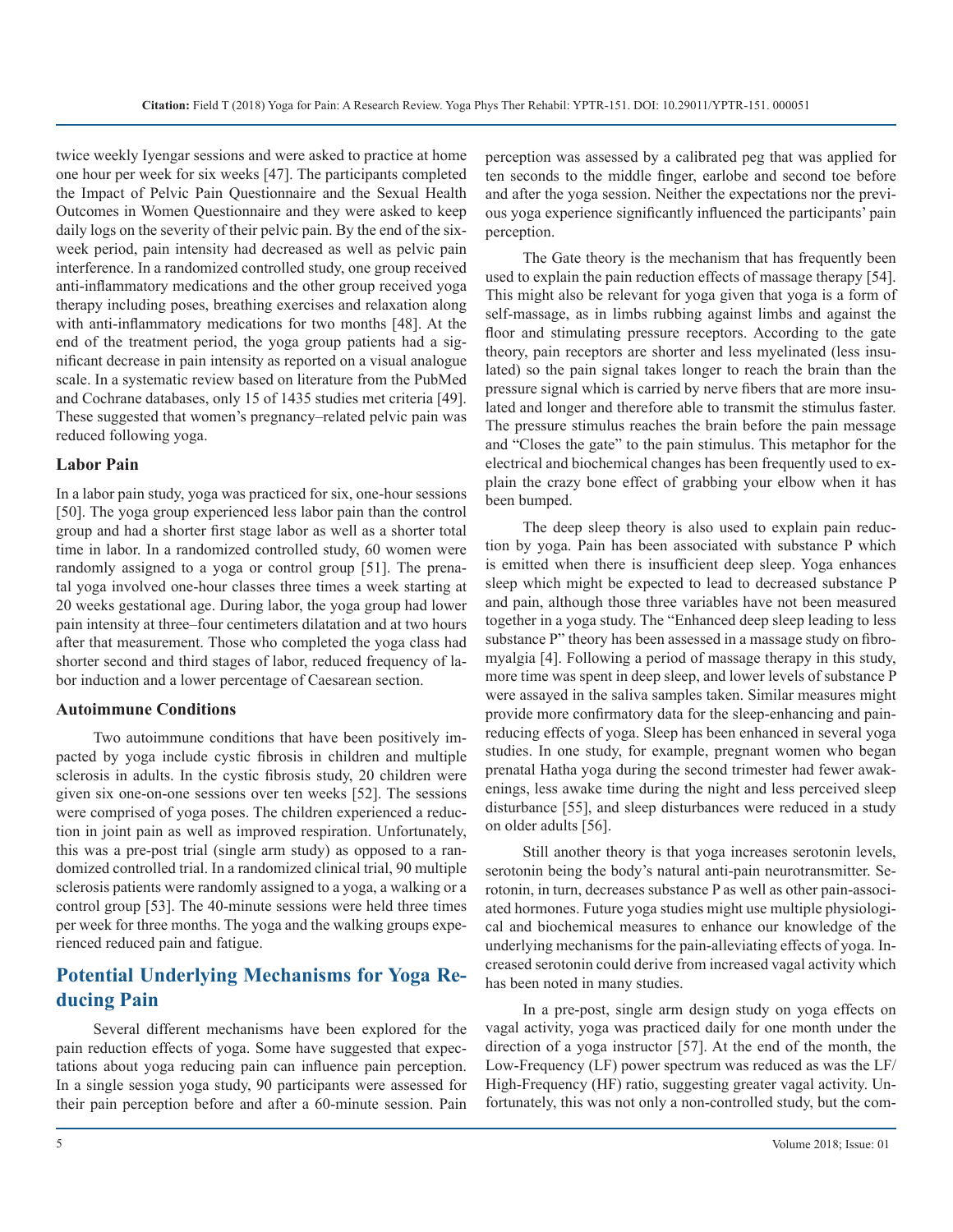twice weekly Iyengar sessions and were asked to practice at home one hour per week for six weeks [47]. The participants completed the Impact of Pelvic Pain Questionnaire and the Sexual Health Outcomes in Women Questionnaire and they were asked to keep daily logs on the severity of their pelvic pain. By the end of the six-week period, pain intensity had decreased as well as pelvic pain interference. In a randomized controlled study, one group received anti-inflammatory medications and the other group received yoga therapy including poses, breathing exercises and relaxation along with anti-inflammatory medications for two months [48]. At the end of the treatment period, the yoga group patients had a significant decrease in pain intensity as reported on a visual analogue scale. In a systematic review based on literature from the PubMed and Cochrane databases, only 15 of 1435 studies met criteria [49]. These suggested that women's pregnancy–related pelvic pain was reduced following yoga.

### Labor Pain

In a labor pain study, yoga was practiced for six, one-hour sessions [50]. The yoga group experienced less labor pain than the control group and had a shorter first stage labor as well as a shorter total time in labor. In a randomized controlled study, 60 women were randomly assigned to a yoga or control group [51]. The prenatal yoga involved one-hour classes three times a week starting at 20 weeks gestational age. During labor, the yoga group had lower pain intensity at three–four centimeters dilatation and at two hours after that measurement. Those who completed the yoga class had shorter second and third stages of labor, reduced frequency of labor induction and a lower percentage of Caesarean section.

### Autoimmune Conditions

Two autoimmune conditions that have been positively impacted by yoga include cystic fibrosis in children and multiple sclerosis in adults. In the cystic fibrosis study, 20 children were given six one-on-one sessions over ten weeks [52]. The sessions were comprised of yoga poses. The children experienced a reduction in joint pain as well as improved respiration. Unfortunately, this was a pre-post trial (single arm study) as opposed to a randomized controlled trial. In a randomized clinical trial, 90 multiple sclerosis patients were randomly assigned to a yoga, a walking or a control group [53]. The 40-minute sessions were held three times per week for three months. The yoga and the walking groups experienced reduced pain and fatigue.

## Potential Underlying Mechanisms for Yoga Reducing Pain

Several different mechanisms have been explored for the pain reduction effects of yoga. Some have suggested that expectations about yoga reducing pain can influence pain perception. In a single session yoga study, 90 participants were assessed for their pain perception before and after a 60-minute session. Pain perception was assessed by a calibrated peg that was applied for ten seconds to the middle finger, earlobe and second toe before and after the yoga session. Neither the expectations nor the previous yoga experience significantly influenced the participants' pain perception.

The Gate theory is the mechanism that has frequently been used to explain the pain reduction effects of massage therapy [54]. This might also be relevant for yoga given that yoga is a form of self-massage, as in limbs rubbing against limbs and against the floor and stimulating pressure receptors. According to the gate theory, pain receptors are shorter and less myelinated (less insulated) so the pain signal takes longer to reach the brain than the pressure signal which is carried by nerve fibers that are more insulated and longer and therefore able to transmit the stimulus faster. The pressure stimulus reaches the brain before the pain message and "Closes the gate" to the pain stimulus. This metaphor for the electrical and biochemical changes has been frequently used to explain the crazy bone effect of grabbing your elbow when it has been bumped.

The deep sleep theory is also used to explain pain reduction by yoga. Pain has been associated with substance P which is emitted when there is insufficient deep sleep. Yoga enhances sleep which might be expected to lead to decreased substance P and pain, although those three variables have not been measured together in a yoga study. The "Enhanced deep sleep leading to less substance P" theory has been assessed in a massage study on fibromyalgia [4]. Following a period of massage therapy in this study, more time was spent in deep sleep, and lower levels of substance P were assayed in the saliva samples taken. Similar measures might provide more confirmatory data for the sleep-enhancing and pain-reducing effects of yoga. Sleep has been enhanced in several yoga studies. In one study, for example, pregnant women who began prenatal Hatha yoga during the second trimester had fewer awakenings, less awake time during the night and less perceived sleep disturbance [55], and sleep disturbances were reduced in a study on older adults [56].

Still another theory is that yoga increases serotonin levels, serotonin being the body's natural anti-pain neurotransmitter. Serotonin, in turn, decreases substance P as well as other pain-associated hormones. Future yoga studies might use multiple physiological and biochemical measures to enhance our knowledge of the underlying mechanisms for the pain-alleviating effects of yoga. Increased serotonin could derive from increased vagal activity which has been noted in many studies.

In a pre-post, single arm design study on yoga effects on vagal activity, yoga was practiced daily for one month under the direction of a yoga instructor [57]. At the end of the month, the Low-Frequency (LF) power spectrum was reduced as was the LF/High-Frequency (HF) ratio, suggesting greater vagal activity. Unfortunately, this was not only a non-controlled study, but the com-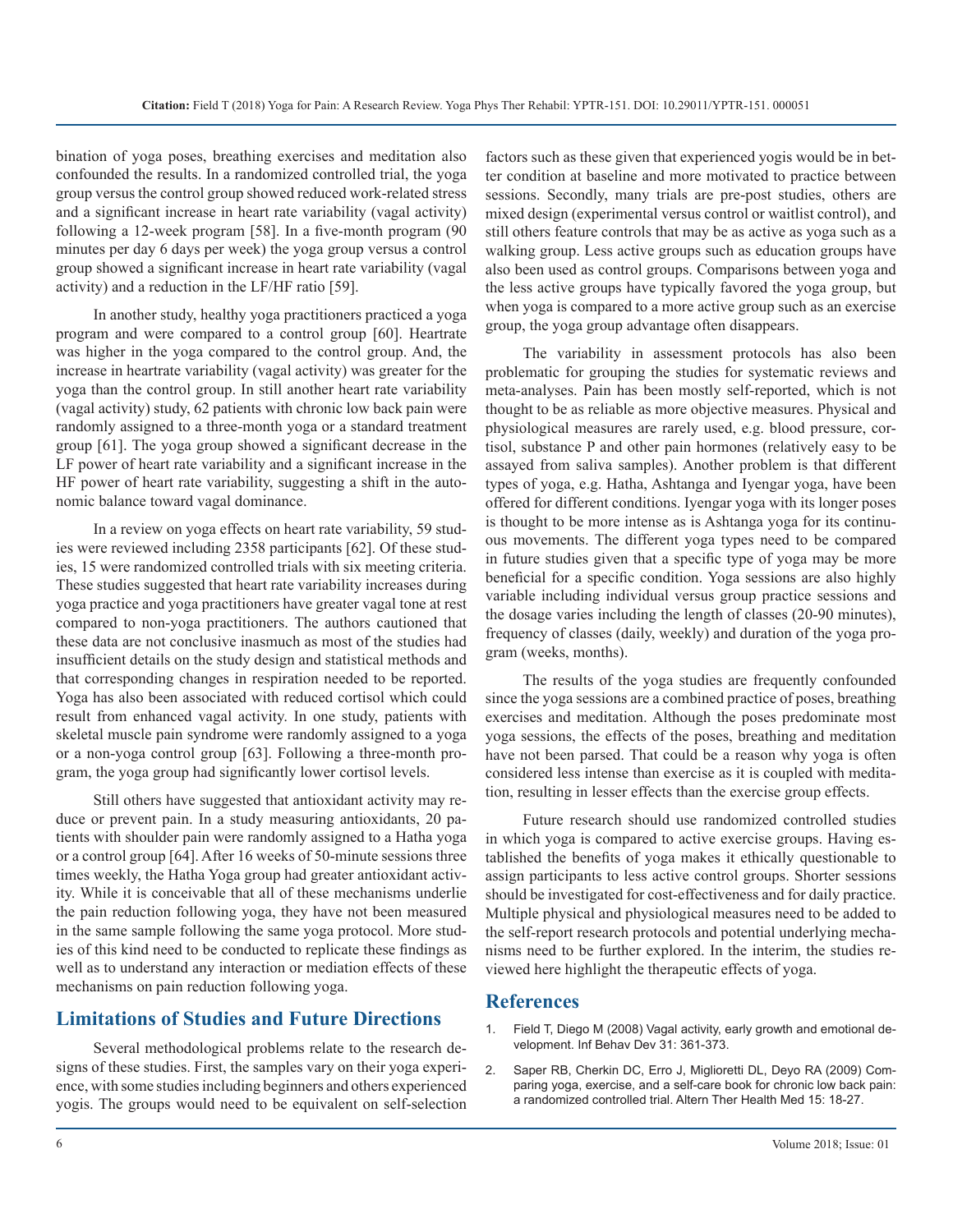bination of yoga poses, breathing exercises and meditation also confounded the results. In a randomized controlled trial, the yoga group versus the control group showed reduced work-related stress and a significant increase in heart rate variability (vagal activity) following a 12-week program [58]. In a five-month program (90 minutes per day 6 days per week) the yoga group versus a control group showed a significant increase in heart rate variability (vagal activity) and a reduction in the LF/HF ratio [59].

In another study, healthy yoga practitioners practiced a yoga program and were compared to a control group [60]. Heartrate was higher in the yoga compared to the control group. And, the increase in heartrate variability (vagal activity) was greater for the yoga than the control group. In still another heart rate variability (vagal activity) study, 62 patients with chronic low back pain were randomly assigned to a three-month yoga or a standard treatment group [61]. The yoga group showed a significant decrease in the LF power of heart rate variability and a significant increase in the HF power of heart rate variability, suggesting a shift in the autonomic balance toward vagal dominance.

In a review on yoga effects on heart rate variability, 59 studies were reviewed including 2358 participants [62]. Of these studies, 15 were randomized controlled trials with six meeting criteria. These studies suggested that heart rate variability increases during yoga practice and yoga practitioners have greater vagal tone at rest compared to non-yoga practitioners. The authors cautioned that these data are not conclusive inasmuch as most of the studies had insufficient details on the study design and statistical methods and that corresponding changes in respiration needed to be reported. Yoga has also been associated with reduced cortisol which could result from enhanced vagal activity. In one study, patients with skeletal muscle pain syndrome were randomly assigned to a yoga or a non-yoga control group [63]. Following a three-month program, the yoga group had significantly lower cortisol levels.

Still others have suggested that antioxidant activity may reduce or prevent pain. In a study measuring antioxidants, 20 patients with shoulder pain were randomly assigned to a Hatha yoga or a control group [64]. After 16 weeks of 50-minute sessions three times weekly, the Hatha Yoga group had greater antioxidant activity. While it is conceivable that all of these mechanisms underlie the pain reduction following yoga, they have not been measured in the same sample following the same yoga protocol. More studies of this kind need to be conducted to replicate these findings as well as to understand any interaction or mediation effects of these mechanisms on pain reduction following yoga.

## Limitations of Studies and Future Directions

Several methodological problems relate to the research designs of these studies. First, the samples vary on their yoga experience, with some studies including beginners and others experienced yogis. The groups would need to be equivalent on self-selection factors such as these given that experienced yogis would be in better condition at baseline and more motivated to practice between sessions. Secondly, many trials are pre-post studies, others are mixed design (experimental versus control or waitlist control), and still others feature controls that may be as active as yoga such as a walking group. Less active groups such as education groups have also been used as control groups. Comparisons between yoga and the less active groups have typically favored the yoga group, but when yoga is compared to a more active group such as an exercise group, the yoga group advantage often disappears.

The variability in assessment protocols has also been problematic for grouping the studies for systematic reviews and meta-analyses. Pain has been mostly self-reported, which is not thought to be as reliable as more objective measures. Physical and physiological measures are rarely used, e.g. blood pressure, cortisol, substance P and other pain hormones (relatively easy to be assayed from saliva samples). Another problem is that different types of yoga, e.g. Hatha, Ashtanga and Iyengar yoga, have been offered for different conditions. Iyengar yoga with its longer poses is thought to be more intense as is Ashtanga yoga for its continuous movements. The different yoga types need to be compared in future studies given that a specific type of yoga may be more beneficial for a specific condition. Yoga sessions are also highly variable including individual versus group practice sessions and the dosage varies including the length of classes (20-90 minutes), frequency of classes (daily, weekly) and duration of the yoga program (weeks, months).

The results of the yoga studies are frequently confounded since the yoga sessions are a combined practice of poses, breathing exercises and meditation. Although the poses predominate most yoga sessions, the effects of the poses, breathing and meditation have not been parsed. That could be a reason why yoga is often considered less intense than exercise as it is coupled with meditation, resulting in lesser effects than the exercise group effects.

Future research should use randomized controlled studies in which yoga is compared to active exercise groups. Having established the benefits of yoga makes it ethically questionable to assign participants to less active control groups. Shorter sessions should be investigated for cost-effectiveness and for daily practice. Multiple physical and physiological measures need to be added to the self-report research protocols and potential underlying mechanisms need to be further explored. In the interim, the studies reviewed here highlight the therapeutic effects of yoga.

## References

1. Field T, Diego M (2008) Vagal activity, early growth and emotional development. Inf Behav Dev 31: 361-373.
2. Saper RB, Cherkin DC, Erro J, Miglioretti DL, Deyo RA (2009) Comparing yoga, exercise, and a self-care book for chronic low back pain: a randomized controlled trial. Altern Ther Health Med 15: 18-27.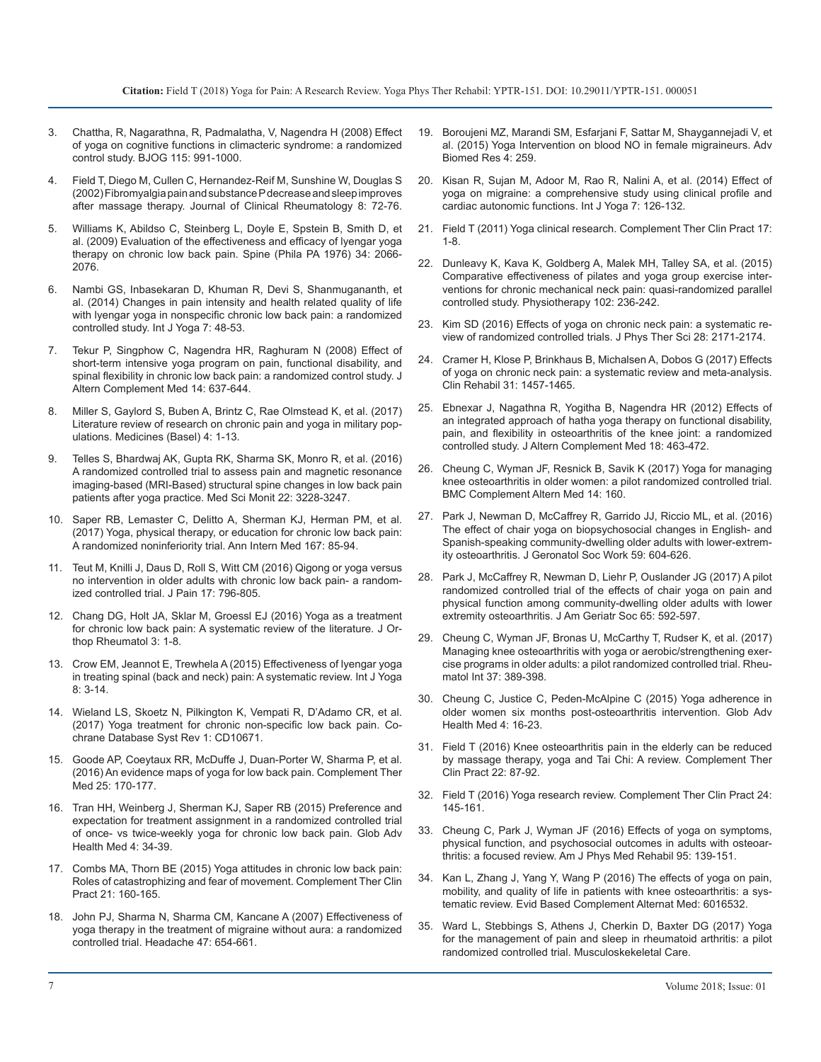3. Chattha, R, Nagarathna, R, Padmalatha, V, Nagendra H (2008) Effect of yoga on cognitive functions in climacteric syndrome: a randomized control study. BJOG 115: 991-1000.

4. Field T, Diego M, Cullen C, Hernandez-Reif M, Sunshine W, Douglas S (2002) Fibromyalgia pain and substance P decrease and sleep improves after massage therapy. Journal of Clinical Rheumatology 8: 72-76.

5. Williams K, Abildso C, Steinberg L, Doyle E, Spstein B, Smith D, et al. (2009) Evaluation of the effectiveness and efficacy of Iyengar yoga therapy on chronic low back pain. Spine (Phila PA 1976) 34: 2066-2076.

6. Nambi GS, Inbasekaran D, Khuman R, Devi S, Shanmugananth, et al. (2014) Changes in pain intensity and health related quality of life with Iyengar yoga in nonspecific chronic low back pain: a randomized controlled study. Int J Yoga 7: 48-53.

7. Tekur P, Singphow C, Nagendra HR, Raghuram N (2008) Effect of short-term intensive yoga program on pain, functional disability, and spinal flexibility in chronic low back pain: a randomized control study. J Altern Complement Med 14: 637-644.

8. Miller S, Gaylord S, Buben A, Brintz C, Rae Olmstead K, et al. (2017) Literature review of research on chronic pain and yoga in military populations. Medicines (Basel) 4: 1-13.

9. Telles S, Bhardwaj AK, Gupta RK, Sharma SK, Monro R, et al. (2016) A randomized controlled trial to assess pain and magnetic resonance imaging-based (MRI-Based) structural spine changes in low back pain patients after yoga practice. Med Sci Monit 22: 3228-3247.

10. Saper RB, Lemaster C, Delitto A, Sherman KJ, Herman PM, et al. (2017) Yoga, physical therapy, or education for chronic low back pain: A randomized noninferiority trial. Ann Intern Med 167: 85-94.

11. Teut M, Knilli J, Daus D, Roll S, Witt CM (2016) Qigong or yoga versus no intervention in older adults with chronic low back pain- a randomized controlled trial. J Pain 17: 796-805.

12. Chang DG, Holt JA, Sklar M, Groessl EJ (2016) Yoga as a treatment for chronic low back pain: A systematic review of the literature. J Orthop Rheumatol 3: 1-8.

13. Crow EM, Jeannot E, Trewhela A (2015) Effectiveness of Iyengar yoga in treating spinal (back and neck) pain: A systematic review. Int J Yoga 8: 3-14.

14. Wieland LS, Skoetz N, Pilkington K, Vempati R, D'Adamo CR, et al. (2017) Yoga treatment for chronic non-specific low back pain. Cochrane Database Syst Rev 1: CD10671.

15. Goode AP, Coeytaux RR, McDuffe J, Duan-Porter W, Sharma P, et al. (2016) An evidence maps of yoga for low back pain. Complement Ther Med 25: 170-177.

16. Tran HH, Weinberg J, Sherman KJ, Saper RB (2015) Preference and expectation for treatment assignment in a randomized controlled trial of once- vs twice-weekly yoga for chronic low back pain. Glob Adv Health Med 4: 34-39.

17. Combs MA, Thorn BE (2015) Yoga attitudes in chronic low back pain: Roles of catastrophizing and fear of movement. Complement Ther Clin Pract 21: 160-165.

18. John PJ, Sharma N, Sharma CM, Kancane A (2007) Effectiveness of yoga therapy in the treatment of migraine without aura: a randomized controlled trial. Headache 47: 654-661.

19. Boroujeni MZ, Marandi SM, Esfarjani F, Sattar M, Shaygannejadi V, et al. (2015) Yoga Intervention on blood NO in female migraineurs. Adv Biomed Res 4: 259.

20. Kisan R, Sujan M, Adoor M, Rao R, Nalini A, et al. (2014) Effect of yoga on migraine: a comprehensive study using clinical profile and cardiac autonomic functions. Int J Yoga 7: 126-132.

21. Field T (2011) Yoga clinical research. Complement Ther Clin Pract 17: 1-8.

22. Dunleavy K, Kava K, Goldberg A, Malek MH, Talley SA, et al. (2015) Comparative effectiveness of pilates and yoga group exercise interventions for chronic mechanical neck pain: quasi-randomized parallel controlled study. Physiotherapy 102: 236-242.

23. Kim SD (2016) Effects of yoga on chronic neck pain: a systematic review of randomized controlled trials. J Phys Ther Sci 28: 2171-2174.

24. Cramer H, Klose P, Brinkhaus B, Michalsen A, Dobos G (2017) Effects of yoga on chronic neck pain: a systematic review and meta-analysis. Clin Rehabil 31: 1457-1465.

25. Ebnexar J, Nagathna R, Yogitha B, Nagendra HR (2012) Effects of an integrated approach of hatha yoga therapy on functional disability, pain, and flexibility in osteoarthritis of the knee joint: a randomized controlled study. J Altern Complement Med 18: 463-472.

26. Cheung C, Wyman JF, Resnick B, Savik K (2017) Yoga for managing knee osteoarthritis in older women: a pilot randomized controlled trial. BMC Complement Altern Med 14: 160.

27. Park J, Newman D, McCaffrey R, Garrido JJ, Riccio ML, et al. (2016) The effect of chair yoga on biopsychosocial changes in English- and Spanish-speaking community-dwelling older adults with lower-extremity osteoarthritis. J Geronatol Soc Work 59: 604-626.

28. Park J, McCaffrey R, Newman D, Liehr P, Ouslander JG (2017) A pilot randomized controlled trial of the effects of chair yoga on pain and physical function among community-dwelling older adults with lower extremity osteoarthritis. J Am Geriatr Soc 65: 592-597.

29. Cheung C, Wyman JF, Bronas U, McCarthy T, Rudser K, et al. (2017) Managing knee osteoarthritis with yoga or aerobic/strengthening exercise programs in older adults: a pilot randomized controlled trial. Rheumatol Int 37: 389-398.

30. Cheung C, Justice C, Peden-McAlpine C (2015) Yoga adherence in older women six months post-osteoarthritis intervention. Glob Adv Health Med 4: 16-23.

31. Field T (2016) Knee osteoarthritis pain in the elderly can be reduced by massage therapy, yoga and Tai Chi: A review. Complement Ther Clin Pract 22: 87-92.

32. Field T (2016) Yoga research review. Complement Ther Clin Pract 24: 145-161.

33. Cheung C, Park J, Wyman JF (2016) Effects of yoga on symptoms, physical function, and psychosocial outcomes in adults with osteoarthritis: a focused review. Am J Phys Med Rehabil 95: 139-151.

34. Kan L, Zhang J, Yang Y, Wang P (2016) The effects of yoga on pain, mobility, and quality of life in patients with knee osteoarthritis: a systematic review. Evid Based Complement Alternat Med: 6016532.

35. Ward L, Stebbings S, Athens J, Cherkin D, Baxter DG (2017) Yoga for the management of pain and sleep in rheumatoid arthritis: a pilot randomized controlled trial. Musculoskekeletal Care.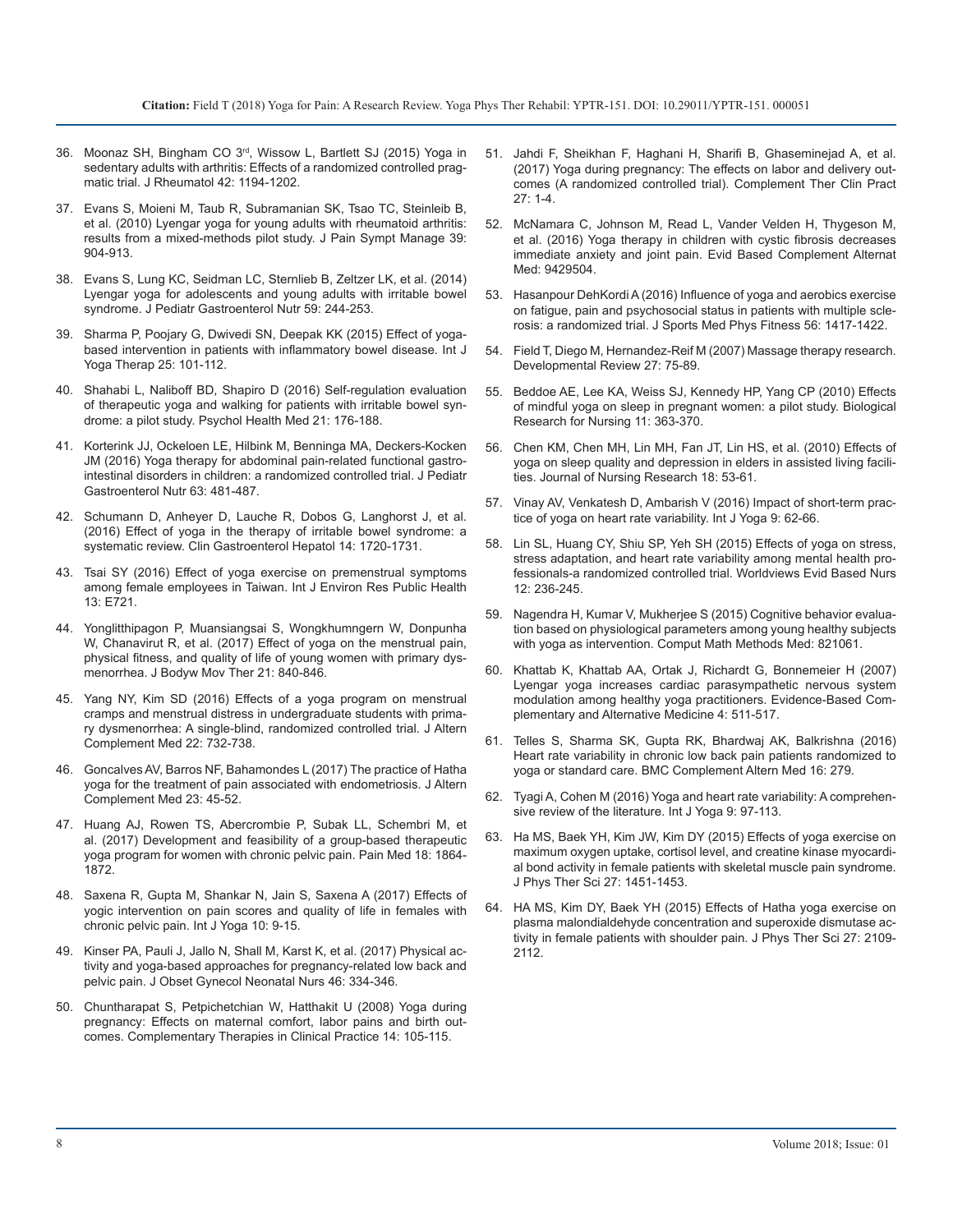36. Moonaz SH, Bingham CO 3rd, Wissow L, Bartlett SJ (2015) Yoga in sedentary adults with arthritis: Effects of a randomized controlled pragmatic trial. J Rheumatol 42: 1194-1202.
37. Evans S, Moieni M, Taub R, Subramanian SK, Tsao TC, Steinleib B, et al. (2010) Lyengar yoga for young adults with rheumatoid arthritis: results from a mixed-methods pilot study. J Pain Sympt Manage 39: 904-913.
38. Evans S, Lung KC, Seidman LC, Sternlieb B, Zeltzer LK, et al. (2014) Lyengar yoga for adolescents and young adults with irritable bowel syndrome. J Pediatr Gastroenterol Nutr 59: 244-253.
39. Sharma P, Poojary G, Dwivedi SN, Deepak KK (2015) Effect of yoga-based intervention in patients with inflammatory bowel disease. Int J Yoga Therap 25: 101-112.
40. Shahabi L, Naliboff BD, Shapiro D (2016) Self-regulation evaluation of therapeutic yoga and walking for patients with irritable bowel syndrome: a pilot study. Psychol Health Med 21: 176-188.
41. Korterink JJ, Ockeloen LE, Hilbink M, Benninga MA, Deckers-Kocken JM (2016) Yoga therapy for abdominal pain-related functional gastrointestinal disorders in children: a randomized controlled trial. J Pediatr Gastroenterol Nutr 63: 481-487.
42. Schumann D, Anheyer D, Lauche R, Dobos G, Langhorst J, et al. (2016) Effect of yoga in the therapy of irritable bowel syndrome: a systematic review. Clin Gastroenterol Hepatol 14: 1720-1731.
43. Tsai SY (2016) Effect of yoga exercise on premenstrual symptoms among female employees in Taiwan. Int J Environ Res Public Health 13: E721.
44. Yonglitthipagon P, Muansiangsai S, Wongkhumngern W, Donpunha W, Chanavirut R, et al. (2017) Effect of yoga on the menstrual pain, physical fitness, and quality of life of young women with primary dysmenorrhea. J Bodyw Mov Ther 21: 840-846.
45. Yang NY, Kim SD (2016) Effects of a yoga program on menstrual cramps and menstrual distress in undergraduate students with primary dysmenorrhea: A single-blind, randomized controlled trial. J Altern Complement Med 22: 732-738.
46. Goncalves AV, Barros NF, Bahamondes L (2017) The practice of Hatha yoga for the treatment of pain associated with endometriosis. J Altern Complement Med 23: 45-52.
47. Huang AJ, Rowen TS, Abercrombie P, Subak LL, Schembri M, et al. (2017) Development and feasibility of a group-based therapeutic yoga program for women with chronic pelvic pain. Pain Med 18: 1864-1872.
48. Saxena R, Gupta M, Shankar N, Jain S, Saxena A (2017) Effects of yogic intervention on pain scores and quality of life in females with chronic pelvic pain. Int J Yoga 10: 9-15.
49. Kinser PA, Pauli J, Jallo N, Shall M, Karst K, et al. (2017) Physical activity and yoga-based approaches for pregnancy-related low back and pelvic pain. J Obset Gynecol Neonatal Nurs 46: 334-346.
50. Chuntharapat S, Petpichetchian W, Hatthakit U (2008) Yoga during pregnancy: Effects on maternal comfort, labor pains and birth outcomes. Complementary Therapies in Clinical Practice 14: 105-115.
51. Jahdi F, Sheikhan F, Haghani H, Sharifi B, Ghaseminejad A, et al. (2017) Yoga during pregnancy: The effects on labor and delivery outcomes (A randomized controlled trial). Complement Ther Clin Pract 27: 1-4.
52. McNamara C, Johnson M, Read L, Vander Velden H, Thygeson M, et al. (2016) Yoga therapy in children with cystic fibrosis decreases immediate anxiety and joint pain. Evid Based Complement Alternat Med: 9429504.
53. Hasanpour DehKordi A (2016) Influence of yoga and aerobics exercise on fatigue, pain and psychosocial status in patients with multiple sclerosis: a randomized trial. J Sports Med Phys Fitness 56: 1417-1422.
54. Field T, Diego M, Hernandez-Reif M (2007) Massage therapy research. Developmental Review 27: 75-89.
55. Beddoe AE, Lee KA, Weiss SJ, Kennedy HP, Yang CP (2010) Effects of mindful yoga on sleep in pregnant women: a pilot study. Biological Research for Nursing 11: 363-370.
56. Chen KM, Chen MH, Lin MH, Fan JT, Lin HS, et al. (2010) Effects of yoga on sleep quality and depression in elders in assisted living facilities. Journal of Nursing Research 18: 53-61.
57. Vinay AV, Venkatesh D, Ambarish V (2016) Impact of short-term practice of yoga on heart rate variability. Int J Yoga 9: 62-66.
58. Lin SL, Huang CY, Shiu SP, Yeh SH (2015) Effects of yoga on stress, stress adaptation, and heart rate variability among mental health professionals-a randomized controlled trial. Worldviews Evid Based Nurs 12: 236-245.
59. Nagendra H, Kumar V, Mukherjee S (2015) Cognitive behavior evaluation based on physiological parameters among young healthy subjects with yoga as intervention. Comput Math Methods Med: 821061.
60. Khattab K, Khattab AA, Ortak J, Richardt G, Bonnemeier H (2007) Lyengar yoga increases cardiac parasympathetic nervous system modulation among healthy yoga practitioners. Evidence-Based Complementary and Alternative Medicine 4: 511-517.
61. Telles S, Sharma SK, Gupta RK, Bhardwaj AK, Balkrishna (2016) Heart rate variability in chronic low back pain patients randomized to yoga or standard care. BMC Complement Altern Med 16: 279.
62. Tyagi A, Cohen M (2016) Yoga and heart rate variability: A comprehensive review of the literature. Int J Yoga 9: 97-113.
63. Ha MS, Baek YH, Kim JW, Kim DY (2015) Effects of yoga exercise on maximum oxygen uptake, cortisol level, and creatine kinase myocardial bond activity in female patients with skeletal muscle pain syndrome. J Phys Ther Sci 27: 1451-1453.
64. HA MS, Kim DY, Baek YH (2015) Effects of Hatha yoga exercise on plasma malondialdehyde concentration and superoxide dismutase activity in female patients with shoulder pain. J Phys Ther Sci 27: 2109-2112.